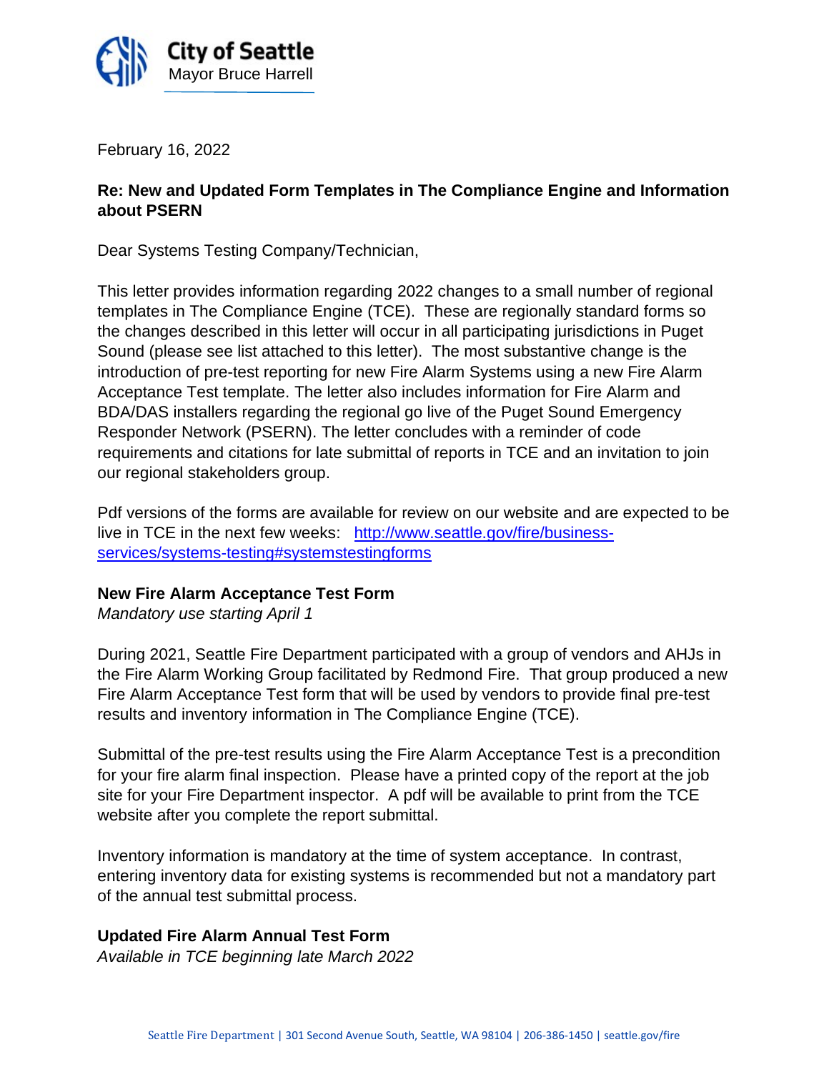City of Seattle
Mayor Bruce Harrell

February 16, 2022

**Re: New and Updated Form Templates in The Compliance Engine and Information about PSERN**

Dear Systems Testing Company/Technician,

This letter provides information regarding 2022 changes to a small number of regional templates in The Compliance Engine (TCE). These are regionally standard forms so the changes described in this letter will occur in all participating jurisdictions in Puget Sound (please see list attached to this letter). The most substantive change is the introduction of pre-test reporting for new Fire Alarm Systems using a new Fire Alarm Acceptance Test template. The letter also includes information for Fire Alarm and BDA/DAS installers regarding the regional go live of the Puget Sound Emergency Responder Network (PSERN). The letter concludes with a reminder of code requirements and citations for late submittal of reports in TCE and an invitation to join our regional stakeholders group.

Pdf versions of the forms are available for review on our website and are expected to be live in TCE in the next few weeks: [http://www.seattle.gov/fire/business-services/systems-testing#systemstestingforms](http://www.seattle.gov/fire/business-services/systems-testing#systemstestingforms)

**New Fire Alarm Acceptance Test Form**
*Mandatory use starting April 1*

During 2021, Seattle Fire Department participated with a group of vendors and AHJs in the Fire Alarm Working Group facilitated by Redmond Fire. That group produced a new Fire Alarm Acceptance Test form that will be used by vendors to provide final pre-test results and inventory information in The Compliance Engine (TCE).

Submittal of the pre-test results using the Fire Alarm Acceptance Test is a precondition for your fire alarm final inspection. Please have a printed copy of the report at the job site for your Fire Department inspector. A pdf will be available to print from the TCE website after you complete the report submittal.

Inventory information is mandatory at the time of system acceptance. In contrast, entering inventory data for existing systems is recommended but not a mandatory part of the annual test submittal process.

**Updated Fire Alarm Annual Test Form**
*Available in TCE beginning late March 2022*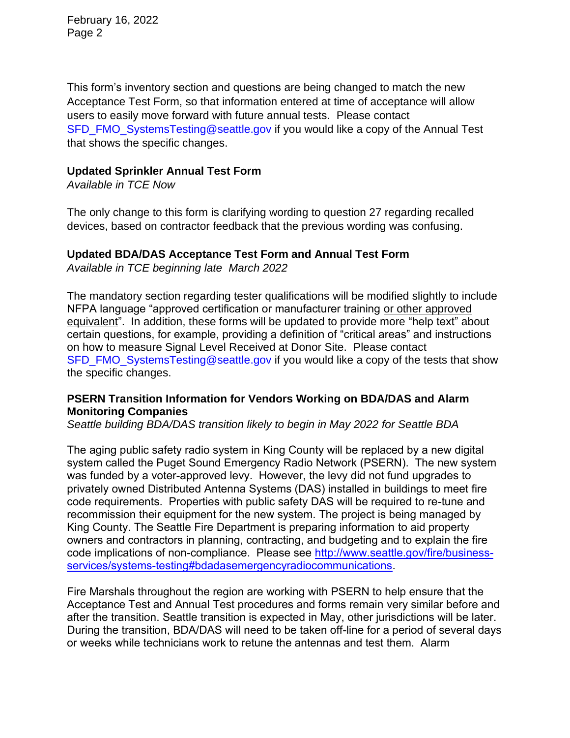This form's inventory section and questions are being changed to match the new Acceptance Test Form, so that information entered at time of acceptance will allow users to easily move forward with future annual tests. Please contact SFD_FMO_SystemsTesting@seattle.gov if you would like a copy of the Annual Test that shows the specific changes.

**Updated Sprinkler Annual Test Form**

*Available in TCE Now*

The only change to this form is clarifying wording to question 27 regarding recalled devices, based on contractor feedback that the previous wording was confusing.

**Updated BDA/DAS Acceptance Test Form and Annual Test Form**

*Available in TCE beginning late March 2022*

The mandatory section regarding tester qualifications will be modified slightly to include NFPA language "approved certification or manufacturer training <u>or other approved equivalent</u>". In addition, these forms will be updated to provide more "help text" about certain questions, for example, providing a definition of "critical areas" and instructions on how to measure Signal Level Received at Donor Site. Please contact SFD_FMO_SystemsTesting@seattle.gov if you would like a copy of the tests that show the specific changes.

**PSERN Transition Information for Vendors Working on BDA/DAS and Alarm Monitoring Companies**

*Seattle building BDA/DAS transition likely to begin in May 2022 for Seattle BDA*

The aging public safety radio system in King County will be replaced by a new digital system called the Puget Sound Emergency Radio Network (PSERN). The new system was funded by a voter-approved levy. However, the levy did not fund upgrades to privately owned Distributed Antenna Systems (DAS) installed in buildings to meet fire code requirements. Properties with public safety DAS will be required to re-tune and recommission their equipment for the new system. The project is being managed by King County. The Seattle Fire Department is preparing information to aid property owners and contractors in planning, contracting, and budgeting and to explain the fire code implications of non-compliance. Please see [http://www.seattle.gov/fire/business-services/systems-testing#bdadasemergencyradiocommunications](http://www.seattle.gov/fire/business-services/systems-testing#bdadasemergencyradiocommunications).

Fire Marshals throughout the region are working with PSERN to help ensure that the Acceptance Test and Annual Test procedures and forms remain very similar before and after the transition. Seattle transition is expected in May, other jurisdictions will be later. During the transition, BDA/DAS will need to be taken off-line for a period of several days or weeks while technicians work to retune the antennas and test them. Alarm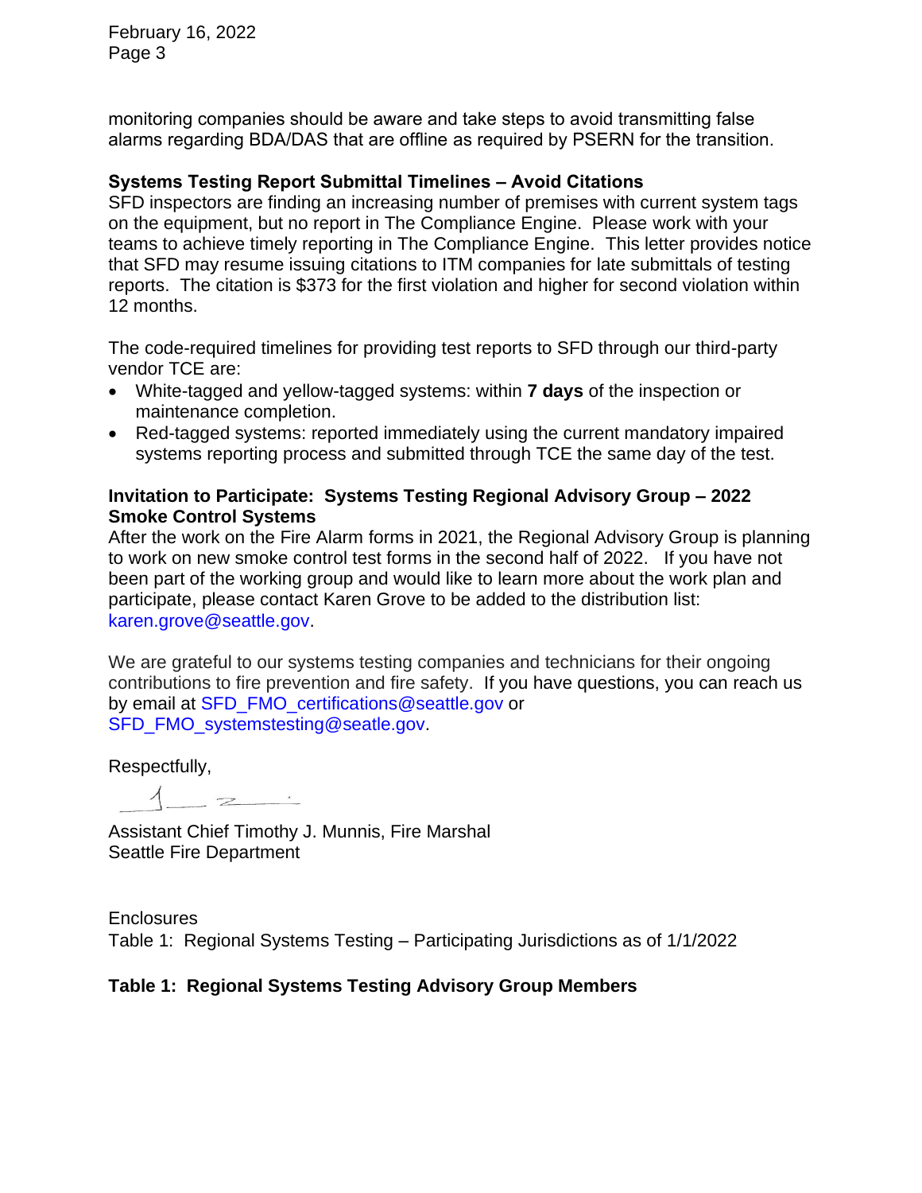monitoring companies should be aware and take steps to avoid transmitting false alarms regarding BDA/DAS that are offline as required by PSERN for the transition.

**Systems Testing Report Submittal Timelines – Avoid Citations**

SFD inspectors are finding an increasing number of premises with current system tags on the equipment, but no report in The Compliance Engine. Please work with your teams to achieve timely reporting in The Compliance Engine. This letter provides notice that SFD may resume issuing citations to ITM companies for late submittals of testing reports. The citation is $373 for the first violation and higher for second violation within 12 months.

The code-required timelines for providing test reports to SFD through our third-party vendor TCE are:

- White-tagged and yellow-tagged systems: within **7 days** of the inspection or maintenance completion.
- Red-tagged systems: reported immediately using the current mandatory impaired systems reporting process and submitted through TCE the same day of the test.

**Invitation to Participate: Systems Testing Regional Advisory Group – 2022 Smoke Control Systems**

After the work on the Fire Alarm forms in 2021, the Regional Advisory Group is planning to work on new smoke control test forms in the second half of 2022. If you have not been part of the working group and would like to learn more about the work plan and participate, please contact Karen Grove to be added to the distribution list: karen.grove@seattle.gov.

We are grateful to our systems testing companies and technicians for their ongoing contributions to fire prevention and fire safety. If you have questions, you can reach us by email at SFD_FMO_certifications@seattle.gov or SFD_FMO_systemstesting@seatle.gov.

Respectfully,

Assistant Chief Timothy J. Munnis, Fire Marshal
Seattle Fire Department

Enclosures
Table 1: Regional Systems Testing – Participating Jurisdictions as of 1/1/2022

**Table 1: Regional Systems Testing Advisory Group Members**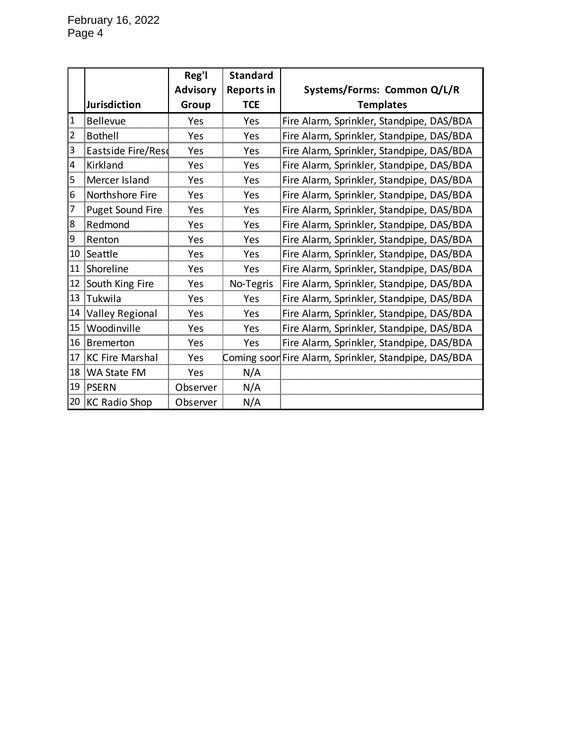| | Jurisdiction | Reg'l Advisory Group | Standard Reports in TCE | Systems/Forms: Common Q/L/R Templates |
|---|---|---|---|---|
| 1 | Bellevue | Yes | Yes | Fire Alarm, Sprinkler, Standpipe, DAS/BDA |
| 2 | Bothell | Yes | Yes | Fire Alarm, Sprinkler, Standpipe, DAS/BDA |
| 3 | Eastside Fire/Res | Yes | Yes | Fire Alarm, Sprinkler, Standpipe, DAS/BDA |
| 4 | Kirkland | Yes | Yes | Fire Alarm, Sprinkler, Standpipe, DAS/BDA |
| 5 | Mercer Island | Yes | Yes | Fire Alarm, Sprinkler, Standpipe, DAS/BDA |
| 6 | Northshore Fire | Yes | Yes | Fire Alarm, Sprinkler, Standpipe, DAS/BDA |
| 7 | Puget Sound Fire | Yes | Yes | Fire Alarm, Sprinkler, Standpipe, DAS/BDA |
| 8 | Redmond | Yes | Yes | Fire Alarm, Sprinkler, Standpipe, DAS/BDA |
| 9 | Renton | Yes | Yes | Fire Alarm, Sprinkler, Standpipe, DAS/BDA |
| 10 | Seattle | Yes | Yes | Fire Alarm, Sprinkler, Standpipe, DAS/BDA |
| 11 | Shoreline | Yes | Yes | Fire Alarm, Sprinkler, Standpipe, DAS/BDA |
| 12 | South King Fire | Yes | No-Tegris | Fire Alarm, Sprinkler, Standpipe, DAS/BDA |
| 13 | Tukwila | Yes | Yes | Fire Alarm, Sprinkler, Standpipe, DAS/BDA |
| 14 | Valley Regional | Yes | Yes | Fire Alarm, Sprinkler, Standpipe, DAS/BDA |
| 15 | Woodinville | Yes | Yes | Fire Alarm, Sprinkler, Standpipe, DAS/BDA |
| 16 | Bremerton | Yes | Yes | Fire Alarm, Sprinkler, Standpipe, DAS/BDA |
| 17 | KC Fire Marshal | Yes | Coming soon | Fire Alarm, Sprinkler, Standpipe, DAS/BDA |
| 18 | WA State FM | Yes | N/A | |
| 19 | PSERN | Observer | N/A | |
| 20 | KC Radio Shop | Observer | N/A | |